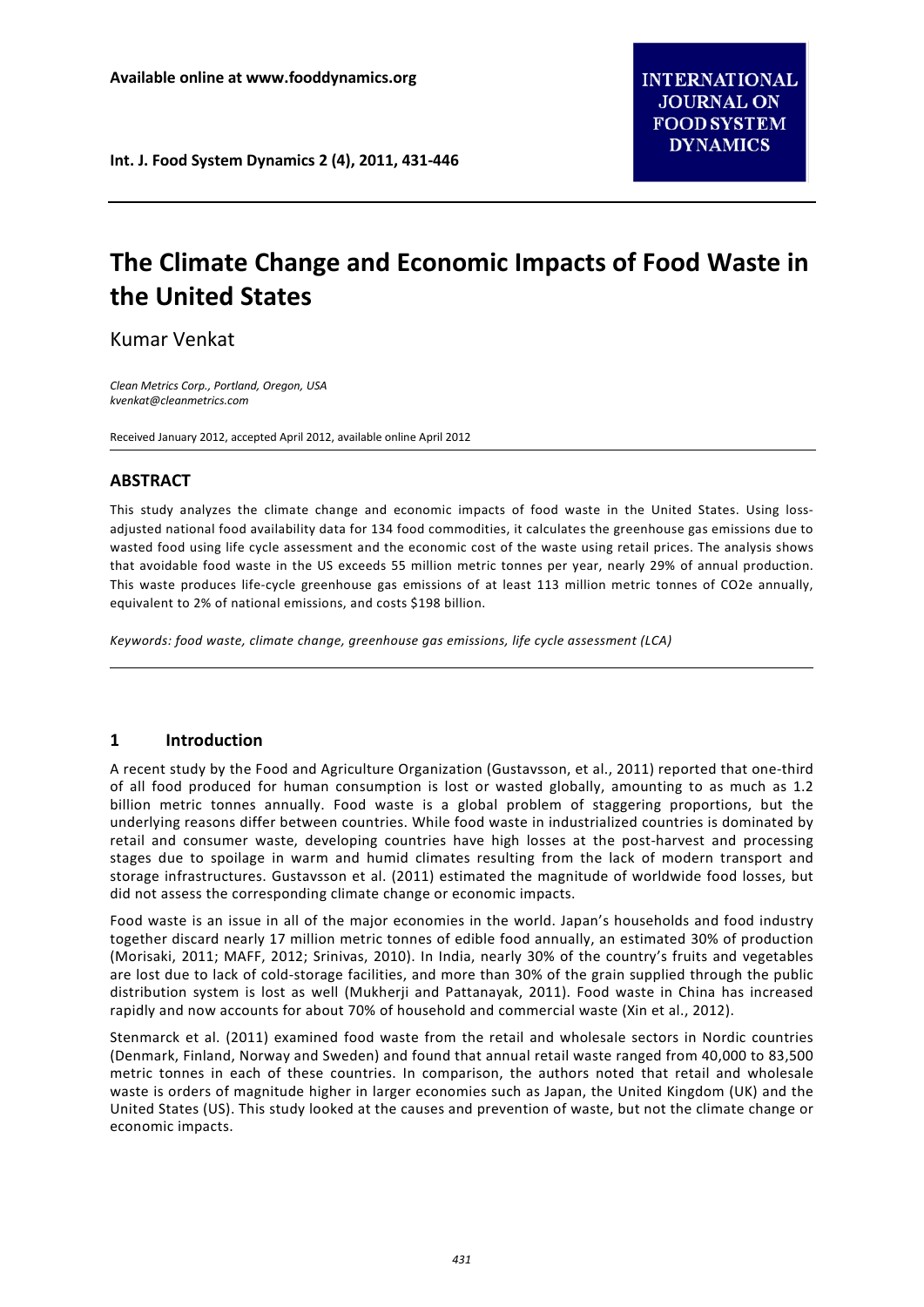# The Climate Change and Economic Impacts of Food Waste in the United States

Kumar Venkat

*Clean Metrics Corp., Portland, Oregon, USA*
*kvenkat@cleanmetrics.com*

Received January 2012, accepted April 2012, available online April 2012

## ABSTRACT

This study analyzes the climate change and economic impacts of food waste in the United States. Using loss-adjusted national food availability data for 134 food commodities, it calculates the greenhouse gas emissions due to wasted food using life cycle assessment and the economic cost of the waste using retail prices. The analysis shows that avoidable food waste in the US exceeds 55 million metric tonnes per year, nearly 29% of annual production. This waste produces life-cycle greenhouse gas emissions of at least 113 million metric tonnes of $CO_2e$ annually, equivalent to 2% of national emissions, and costs $198 billion.

*Keywords: food waste, climate change, greenhouse gas emissions, life cycle assessment (LCA)*

## 1 Introduction

A recent study by the Food and Agriculture Organization (Gustavsson, et al., 2011) reported that one-third of all food produced for human consumption is lost or wasted globally, amounting to as much as 1.2 billion metric tonnes annually. Food waste is a global problem of staggering proportions, but the underlying reasons differ between countries. While food waste in industrialized countries is dominated by retail and consumer waste, developing countries have high losses at the post-harvest and processing stages due to spoilage in warm and humid climates resulting from the lack of modern transport and storage infrastructures. Gustavsson et al. (2011) estimated the magnitude of worldwide food losses, but did not assess the corresponding climate change or economic impacts.

Food waste is an issue in all of the major economies in the world. Japan's households and food industry together discard nearly 17 million metric tonnes of edible food annually, an estimated 30% of production (Morisaki, 2011; MAFF, 2012; Srinivas, 2010). In India, nearly 30% of the country's fruits and vegetables are lost due to lack of cold-storage facilities, and more than 30% of the grain supplied through the public distribution system is lost as well (Mukherji and Pattanayak, 2011). Food waste in China has increased rapidly and now accounts for about 70% of household and commercial waste (Xin et al., 2012).

Stenmarck et al. (2011) examined food waste from the retail and wholesale sectors in Nordic countries (Denmark, Finland, Norway and Sweden) and found that annual retail waste ranged from 40,000 to 83,500 metric tonnes in each of these countries. In comparison, the authors noted that retail and wholesale waste is orders of magnitude higher in larger economies such as Japan, the United Kingdom (UK) and the United States (US). This study looked at the causes and prevention of waste, but not the climate change or economic impacts.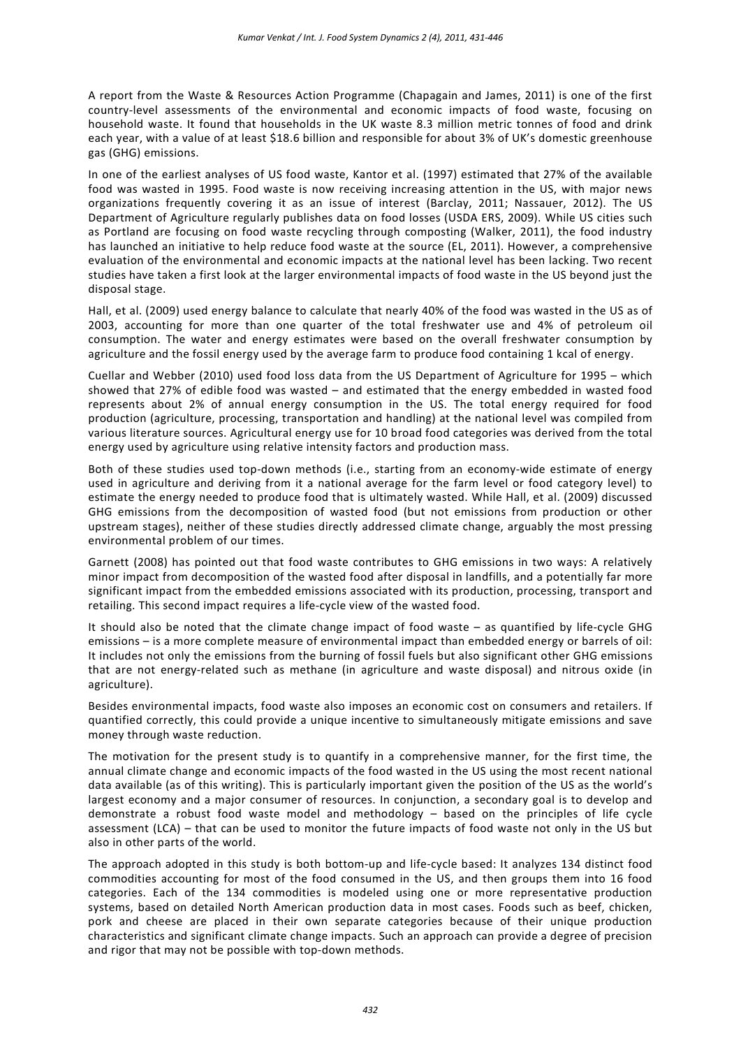A report from the Waste & Resources Action Programme (Chapagain and James, 2011) is one of the first country-level assessments of the environmental and economic impacts of food waste, focusing on household waste. It found that households in the UK waste 8.3 million metric tonnes of food and drink each year, with a value of at least $18.6 billion and responsible for about 3% of UK's domestic greenhouse gas (GHG) emissions.

In one of the earliest analyses of US food waste, Kantor et al. (1997) estimated that 27% of the available food was wasted in 1995. Food waste is now receiving increasing attention in the US, with major news organizations frequently covering it as an issue of interest (Barclay, 2011; Nassauer, 2012). The US Department of Agriculture regularly publishes data on food losses (USDA ERS, 2009). While US cities such as Portland are focusing on food waste recycling through composting (Walker, 2011), the food industry has launched an initiative to help reduce food waste at the source (EL, 2011). However, a comprehensive evaluation of the environmental and economic impacts at the national level has been lacking. Two recent studies have taken a first look at the larger environmental impacts of food waste in the US beyond just the disposal stage.

Hall, et al. (2009) used energy balance to calculate that nearly 40% of the food was wasted in the US as of 2003, accounting for more than one quarter of the total freshwater use and 4% of petroleum oil consumption. The water and energy estimates were based on the overall freshwater consumption by agriculture and the fossil energy used by the average farm to produce food containing 1 kcal of energy.

Cuellar and Webber (2010) used food loss data from the US Department of Agriculture for 1995 – which showed that 27% of edible food was wasted – and estimated that the energy embedded in wasted food represents about 2% of annual energy consumption in the US. The total energy required for food production (agriculture, processing, transportation and handling) at the national level was compiled from various literature sources. Agricultural energy use for 10 broad food categories was derived from the total energy used by agriculture using relative intensity factors and production mass.

Both of these studies used top-down methods (i.e., starting from an economy-wide estimate of energy used in agriculture and deriving from it a national average for the farm level or food category level) to estimate the energy needed to produce food that is ultimately wasted. While Hall, et al. (2009) discussed GHG emissions from the decomposition of wasted food (but not emissions from production or other upstream stages), neither of these studies directly addressed climate change, arguably the most pressing environmental problem of our times.

Garnett (2008) has pointed out that food waste contributes to GHG emissions in two ways: A relatively minor impact from decomposition of the wasted food after disposal in landfills, and a potentially far more significant impact from the embedded emissions associated with its production, processing, transport and retailing. This second impact requires a life-cycle view of the wasted food.

It should also be noted that the climate change impact of food waste – as quantified by life-cycle GHG emissions – is a more complete measure of environmental impact than embedded energy or barrels of oil: It includes not only the emissions from the burning of fossil fuels but also significant other GHG emissions that are not energy-related such as methane (in agriculture and waste disposal) and nitrous oxide (in agriculture).

Besides environmental impacts, food waste also imposes an economic cost on consumers and retailers. If quantified correctly, this could provide a unique incentive to simultaneously mitigate emissions and save money through waste reduction.

The motivation for the present study is to quantify in a comprehensive manner, for the first time, the annual climate change and economic impacts of the food wasted in the US using the most recent national data available (as of this writing). This is particularly important given the position of the US as the world's largest economy and a major consumer of resources. In conjunction, a secondary goal is to develop and demonstrate a robust food waste model and methodology – based on the principles of life cycle assessment (LCA) – that can be used to monitor the future impacts of food waste not only in the US but also in other parts of the world.

The approach adopted in this study is both bottom-up and life-cycle based: It analyzes 134 distinct food commodities accounting for most of the food consumed in the US, and then groups them into 16 food categories. Each of the 134 commodities is modeled using one or more representative production systems, based on detailed North American production data in most cases. Foods such as beef, chicken, pork and cheese are placed in their own separate categories because of their unique production characteristics and significant climate change impacts. Such an approach can provide a degree of precision and rigor that may not be possible with top-down methods.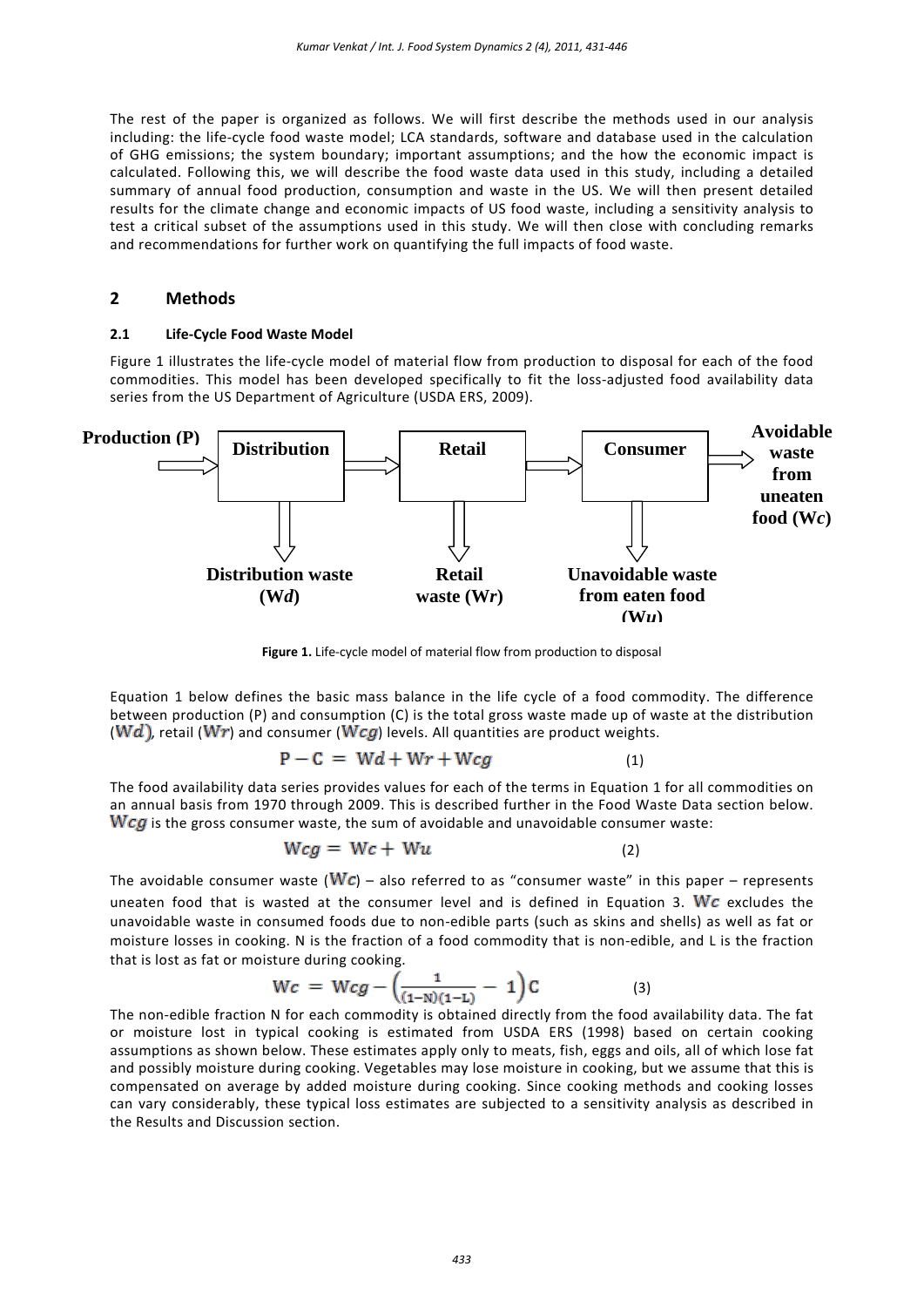The rest of the paper is organized as follows. We will first describe the methods used in our analysis including: the life-cycle food waste model; LCA standards, software and database used in the calculation of GHG emissions; the system boundary; important assumptions; and the how the economic impact is calculated. Following this, we will describe the food waste data used in this study, including a detailed summary of annual food production, consumption and waste in the US. We will then present detailed results for the climate change and economic impacts of US food waste, including a sensitivity analysis to test a critical subset of the assumptions used in this study. We will then close with concluding remarks and recommendations for further work on quantifying the full impacts of food waste.

## 2 Methods

### 2.1 Life-Cycle Food Waste Model

Figure 1 illustrates the life-cycle model of material flow from production to disposal for each of the food commodities. This model has been developed specifically to fit the loss-adjusted food availability data series from the US Department of Agriculture (USDA ERS, 2009).

Production (P) → Distribution → Retail → Consumer → Avoidable waste from uneaten food ($Wc$)

Distribution → Distribution waste ($Wd$)

Retail → Retail waste ($Wr$)

Consumer → Unavoidable waste from eaten food ($Wu$)

**Figure 1.** Life-cycle model of material flow from production to disposal

Equation 1 below defines the basic mass balance in the life cycle of a food commodity. The difference between production (P) and consumption (C) is the total gross waste made up of waste at the distribution ($Wd$), retail ($Wr$) and consumer ($Wcg$) levels. All quantities are product weights.

$$P - C = Wd + Wr + Wcg \tag{1}$$

The food availability data series provides values for each of the terms in Equation 1 for all commodities on an annual basis from 1970 through 2009. This is described further in the Food Waste Data section below. $Wcg$ is the gross consumer waste, the sum of avoidable and unavoidable consumer waste:

$$Wcg = Wc + Wu \tag{2}$$

The avoidable consumer waste ($Wc$) – also referred to as "consumer waste" in this paper – represents uneaten food that is wasted at the consumer level and is defined in Equation 3. $Wc$ excludes the unavoidable waste in consumed foods due to non-edible parts (such as skins and shells) as well as fat or moisture losses in cooking. N is the fraction of a food commodity that is non-edible, and L is the fraction that is lost as fat or moisture during cooking.

$$Wc = Wcg - \left(\frac{1}{(1-N)(1-L)} - 1\right)C \tag{3}$$

The non-edible fraction N for each commodity is obtained directly from the food availability data. The fat or moisture lost in typical cooking is estimated from USDA ERS (1998) based on certain cooking assumptions as shown below. These estimates apply only to meats, fish, eggs and oils, all of which lose fat and possibly moisture during cooking. Vegetables may lose moisture in cooking, but we assume that this is compensated on average by added moisture during cooking. Since cooking methods and cooking losses can vary considerably, these typical loss estimates are subjected to a sensitivity analysis as described in the Results and Discussion section.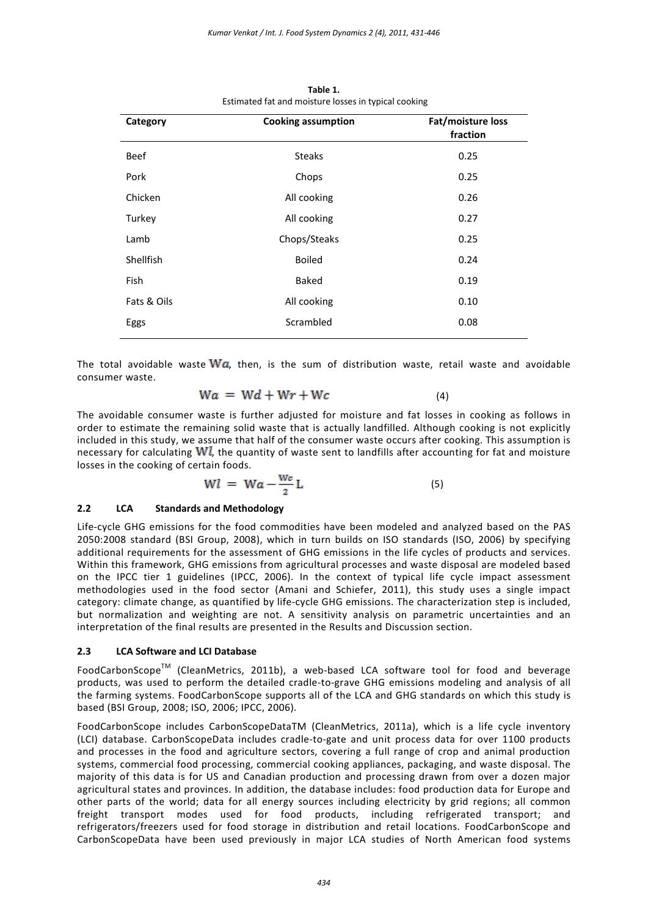**Table 1.**
Estimated fat and moisture losses in typical cooking

| Category | Cooking assumption | Fat/moisture loss fraction |
|---|---|---|
| Beef | Steaks | 0.25 |
| Pork | Chops | 0.25 |
| Chicken | All cooking | 0.26 |
| Turkey | All cooking | 0.27 |
| Lamb | Chops/Steaks | 0.25 |
| Shellfish | Boiled | 0.24 |
| Fish | Baked | 0.19 |
| Fats & Oils | All cooking | 0.10 |
| Eggs | Scrambled | 0.08 |

The total avoidable waste $Wa$, then, is the sum of distribution waste, retail waste and avoidable consumer waste.

$$Wa = Wd + Wr + Wc \tag{4}$$

The avoidable consumer waste is further adjusted for moisture and fat losses in cooking as follows in order to estimate the remaining solid waste that is actually landfilled. Although cooking is not explicitly included in this study, we assume that half of the consumer waste occurs after cooking. This assumption is necessary for calculating $Wl$, the quantity of waste sent to landfills after accounting for fat and moisture losses in the cooking of certain foods.

$$Wl = Wa - \frac{Wc}{2}L \tag{5}$$

### 2.2 LCA Standards and Methodology

Life-cycle GHG emissions for the food commodities have been modeled and analyzed based on the PAS 2050:2008 standard (BSI Group, 2008), which in turn builds on ISO standards (ISO, 2006) by specifying additional requirements for the assessment of GHG emissions in the life cycles of products and services. Within this framework, GHG emissions from agricultural processes and waste disposal are modeled based on the IPCC tier 1 guidelines (IPCC, 2006). In the context of typical life cycle impact assessment methodologies used in the food sector (Amani and Schiefer, 2011), this study uses a single impact category: climate change, as quantified by life-cycle GHG emissions. The characterization step is included, but normalization and weighting are not. A sensitivity analysis on parametric uncertainties and an interpretation of the final results are presented in the Results and Discussion section.

### 2.3 LCA Software and LCI Database

FoodCarbonScope™ (CleanMetrics, 2011b), a web-based LCA software tool for food and beverage products, was used to perform the detailed cradle-to-grave GHG emissions modeling and analysis of all the farming systems. FoodCarbonScope supports all of the LCA and GHG standards on which this study is based (BSI Group, 2008; ISO, 2006; IPCC, 2006).

FoodCarbonScope includes CarbonScopeDataTM (CleanMetrics, 2011a), which is a life cycle inventory (LCI) database. CarbonScopeData includes cradle-to-gate and unit process data for over 1100 products and processes in the food and agriculture sectors, covering a full range of crop and animal production systems, commercial food processing, commercial cooking appliances, packaging, and waste disposal. The majority of this data is for US and Canadian production and processing drawn from over a dozen major agricultural states and provinces. In addition, the database includes: food production data for Europe and other parts of the world; data for all energy sources including electricity by grid regions; all common freight transport modes used for food products, including refrigerated transport; and refrigerators/freezers used for food storage in distribution and retail locations. FoodCarbonScope and CarbonScopeData have been used previously in major LCA studies of North American food systems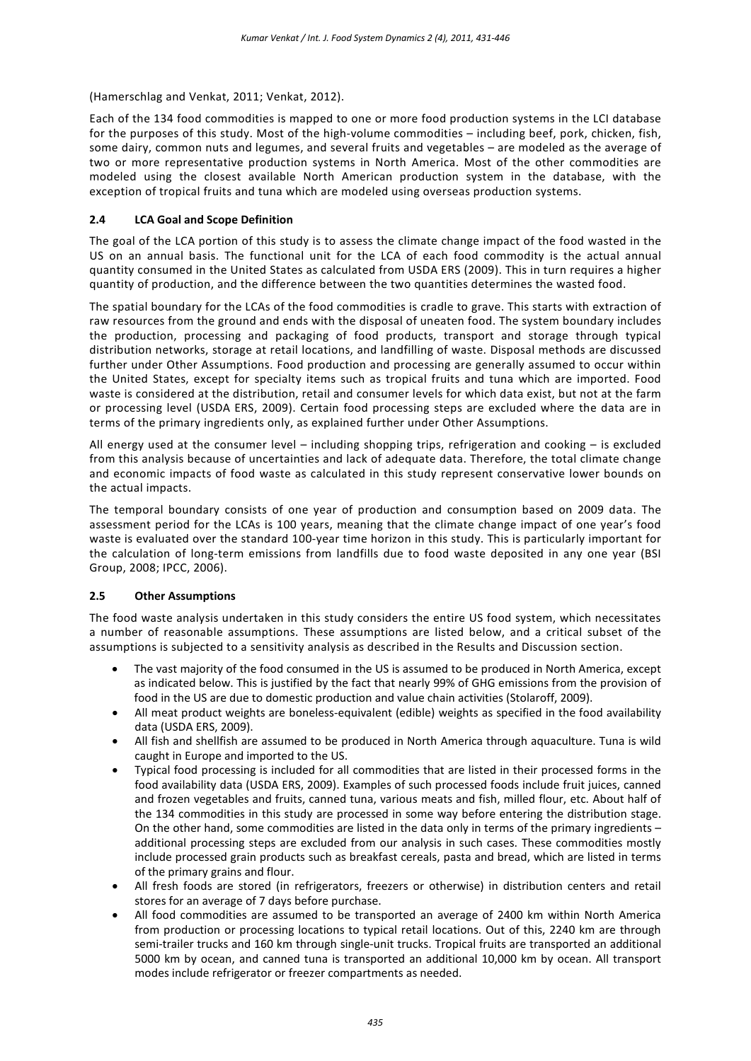(Hamerschlag and Venkat, 2011; Venkat, 2012).

Each of the 134 food commodities is mapped to one or more food production systems in the LCI database for the purposes of this study. Most of the high-volume commodities – including beef, pork, chicken, fish, some dairy, common nuts and legumes, and several fruits and vegetables – are modeled as the average of two or more representative production systems in North America. Most of the other commodities are modeled using the closest available North American production system in the database, with the exception of tropical fruits and tuna which are modeled using overseas production systems.

### 2.4 LCA Goal and Scope Definition

The goal of the LCA portion of this study is to assess the climate change impact of the food wasted in the US on an annual basis. The functional unit for the LCA of each food commodity is the actual annual quantity consumed in the United States as calculated from USDA ERS (2009). This in turn requires a higher quantity of production, and the difference between the two quantities determines the wasted food.

The spatial boundary for the LCAs of the food commodities is cradle to grave. This starts with extraction of raw resources from the ground and ends with the disposal of uneaten food. The system boundary includes the production, processing and packaging of food products, transport and storage through typical distribution networks, storage at retail locations, and landfilling of waste. Disposal methods are discussed further under Other Assumptions. Food production and processing are generally assumed to occur within the United States, except for specialty items such as tropical fruits and tuna which are imported. Food waste is considered at the distribution, retail and consumer levels for which data exist, but not at the farm or processing level (USDA ERS, 2009). Certain food processing steps are excluded where the data are in terms of the primary ingredients only, as explained further under Other Assumptions.

All energy used at the consumer level – including shopping trips, refrigeration and cooking – is excluded from this analysis because of uncertainties and lack of adequate data. Therefore, the total climate change and economic impacts of food waste as calculated in this study represent conservative lower bounds on the actual impacts.

The temporal boundary consists of one year of production and consumption based on 2009 data. The assessment period for the LCAs is 100 years, meaning that the climate change impact of one year's food waste is evaluated over the standard 100-year time horizon in this study. This is particularly important for the calculation of long-term emissions from landfills due to food waste deposited in any one year (BSI Group, 2008; IPCC, 2006).

### 2.5 Other Assumptions

The food waste analysis undertaken in this study considers the entire US food system, which necessitates a number of reasonable assumptions. These assumptions are listed below, and a critical subset of the assumptions is subjected to a sensitivity analysis as described in the Results and Discussion section.

- The vast majority of the food consumed in the US is assumed to be produced in North America, except as indicated below. This is justified by the fact that nearly 99% of GHG emissions from the provision of food in the US are due to domestic production and value chain activities (Stolaroff, 2009).
- All meat product weights are boneless-equivalent (edible) weights as specified in the food availability data (USDA ERS, 2009).
- All fish and shellfish are assumed to be produced in North America through aquaculture. Tuna is wild caught in Europe and imported to the US.
- Typical food processing is included for all commodities that are listed in their processed forms in the food availability data (USDA ERS, 2009). Examples of such processed foods include fruit juices, canned and frozen vegetables and fruits, canned tuna, various meats and fish, milled flour, etc. About half of the 134 commodities in this study are processed in some way before entering the distribution stage. On the other hand, some commodities are listed in the data only in terms of the primary ingredients – additional processing steps are excluded from our analysis in such cases. These commodities mostly include processed grain products such as breakfast cereals, pasta and bread, which are listed in terms of the primary grains and flour.
- All fresh foods are stored (in refrigerators, freezers or otherwise) in distribution centers and retail stores for an average of 7 days before purchase.
- All food commodities are assumed to be transported an average of 2400 km within North America from production or processing locations to typical retail locations. Out of this, 2240 km are through semi-trailer trucks and 160 km through single-unit trucks. Tropical fruits are transported an additional 5000 km by ocean, and canned tuna is transported an additional 10,000 km by ocean. All transport modes include refrigerator or freezer compartments as needed.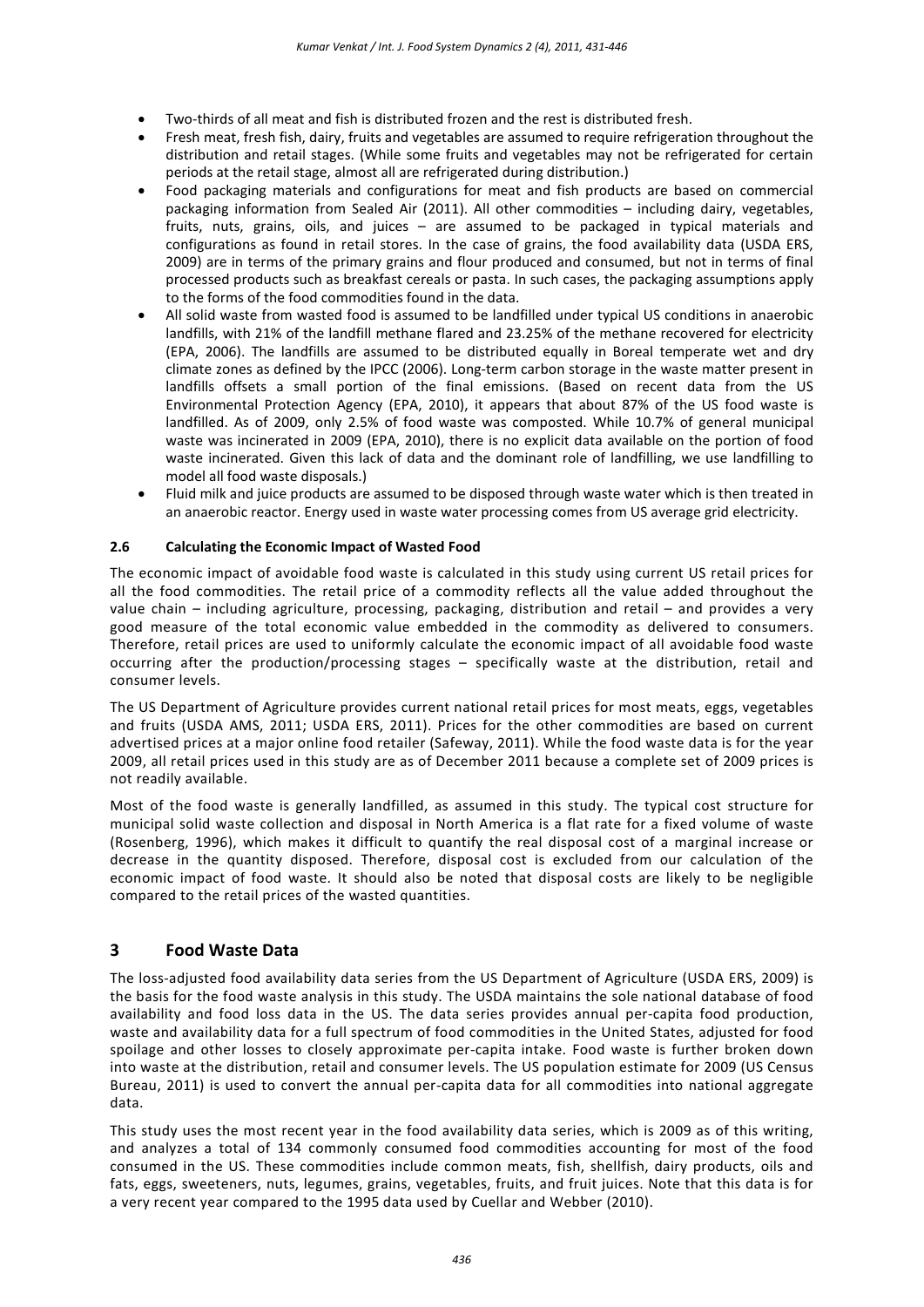- Two-thirds of all meat and fish is distributed frozen and the rest is distributed fresh.
- Fresh meat, fresh fish, dairy, fruits and vegetables are assumed to require refrigeration throughout the distribution and retail stages. (While some fruits and vegetables may not be refrigerated for certain periods at the retail stage, almost all are refrigerated during distribution.)
- Food packaging materials and configurations for meat and fish products are based on commercial packaging information from Sealed Air (2011). All other commodities – including dairy, vegetables, fruits, nuts, grains, oils, and juices – are assumed to be packaged in typical materials and configurations as found in retail stores. In the case of grains, the food availability data (USDA ERS, 2009) are in terms of the primary grains and flour produced and consumed, but not in terms of final processed products such as breakfast cereals or pasta. In such cases, the packaging assumptions apply to the forms of the food commodities found in the data.
- All solid waste from wasted food is assumed to be landfilled under typical US conditions in anaerobic landfills, with 21% of the landfill methane flared and 23.25% of the methane recovered for electricity (EPA, 2006). The landfills are assumed to be distributed equally in Boreal temperate wet and dry climate zones as defined by the IPCC (2006). Long-term carbon storage in the waste matter present in landfills offsets a small portion of the final emissions. (Based on recent data from the US Environmental Protection Agency (EPA, 2010), it appears that about 87% of the US food waste is landfilled. As of 2009, only 2.5% of food waste was composted. While 10.7% of general municipal waste was incinerated in 2009 (EPA, 2010), there is no explicit data available on the portion of food waste incinerated. Given this lack of data and the dominant role of landfilling, we use landfilling to model all food waste disposals.)
- Fluid milk and juice products are assumed to be disposed through waste water which is then treated in an anaerobic reactor. Energy used in waste water processing comes from US average grid electricity.

### 2.6 Calculating the Economic Impact of Wasted Food

The economic impact of avoidable food waste is calculated in this study using current US retail prices for all the food commodities. The retail price of a commodity reflects all the value added throughout the value chain – including agriculture, processing, packaging, distribution and retail – and provides a very good measure of the total economic value embedded in the commodity as delivered to consumers. Therefore, retail prices are used to uniformly calculate the economic impact of all avoidable food waste occurring after the production/processing stages – specifically waste at the distribution, retail and consumer levels.

The US Department of Agriculture provides current national retail prices for most meats, eggs, vegetables and fruits (USDA AMS, 2011; USDA ERS, 2011). Prices for the other commodities are based on current advertised prices at a major online food retailer (Safeway, 2011). While the food waste data is for the year 2009, all retail prices used in this study are as of December 2011 because a complete set of 2009 prices is not readily available.

Most of the food waste is generally landfilled, as assumed in this study. The typical cost structure for municipal solid waste collection and disposal in North America is a flat rate for a fixed volume of waste (Rosenberg, 1996), which makes it difficult to quantify the real disposal cost of a marginal increase or decrease in the quantity disposed. Therefore, disposal cost is excluded from our calculation of the economic impact of food waste. It should also be noted that disposal costs are likely to be negligible compared to the retail prices of the wasted quantities.

## 3 Food Waste Data

The loss-adjusted food availability data series from the US Department of Agriculture (USDA ERS, 2009) is the basis for the food waste analysis in this study. The USDA maintains the sole national database of food availability and food loss data in the US. The data series provides annual per-capita food production, waste and availability data for a full spectrum of food commodities in the United States, adjusted for food spoilage and other losses to closely approximate per-capita intake. Food waste is further broken down into waste at the distribution, retail and consumer levels. The US population estimate for 2009 (US Census Bureau, 2011) is used to convert the annual per-capita data for all commodities into national aggregate data.

This study uses the most recent year in the food availability data series, which is 2009 as of this writing, and analyzes a total of 134 commonly consumed food commodities accounting for most of the food consumed in the US. These commodities include common meats, fish, shellfish, dairy products, oils and fats, eggs, sweeteners, nuts, legumes, grains, vegetables, fruits, and fruit juices. Note that this data is for a very recent year compared to the 1995 data used by Cuellar and Webber (2010).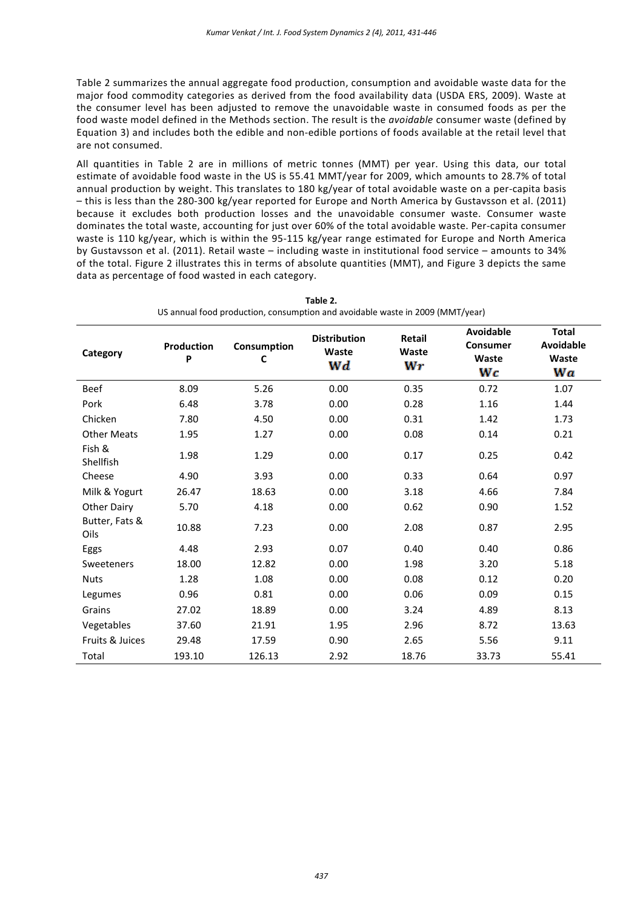Table 2 summarizes the annual aggregate food production, consumption and avoidable waste data for the major food commodity categories as derived from the food availability data (USDA ERS, 2009). Waste at the consumer level has been adjusted to remove the unavoidable waste in consumed foods as per the food waste model defined in the Methods section. The result is the *avoidable* consumer waste (defined by Equation 3) and includes both the edible and non-edible portions of foods available at the retail level that are not consumed.

All quantities in Table 2 are in millions of metric tonnes (MMT) per year. Using this data, our total estimate of avoidable food waste in the US is 55.41 MMT/year for 2009, which amounts to 28.7% of total annual production by weight. This translates to 180 kg/year of total avoidable waste on a per-capita basis – this is less than the 280-300 kg/year reported for Europe and North America by Gustavsson et al. (2011) because it excludes both production losses and the unavoidable consumer waste. Consumer waste dominates the total waste, accounting for just over 60% of the total avoidable waste. Per-capita consumer waste is 110 kg/year, which is within the 95-115 kg/year range estimated for Europe and North America by Gustavsson et al. (2011). Retail waste – including waste in institutional food service – amounts to 34% of the total. Figure 2 illustrates this in terms of absolute quantities (MMT), and Figure 3 depicts the same data as percentage of food wasted in each category.

**Table 2.**
US annual food production, consumption and avoidable waste in 2009 (MMT/year)

| Category | Production P | Consumption C | Distribution Waste $W_d$ | Retail Waste $W_r$ | Avoidable Consumer Waste $W_c$ | Total Avoidable Waste $W_a$ |
|---|---|---|---|---|---|---|
| Beef | 8.09 | 5.26 | 0.00 | 0.35 | 0.72 | 1.07 |
| Pork | 6.48 | 3.78 | 0.00 | 0.28 | 1.16 | 1.44 |
| Chicken | 7.80 | 4.50 | 0.00 | 0.31 | 1.42 | 1.73 |
| Other Meats | 1.95 | 1.27 | 0.00 | 0.08 | 0.14 | 0.21 |
| Fish & Shellfish | 1.98 | 1.29 | 0.00 | 0.17 | 0.25 | 0.42 |
| Cheese | 4.90 | 3.93 | 0.00 | 0.33 | 0.64 | 0.97 |
| Milk & Yogurt | 26.47 | 18.63 | 0.00 | 3.18 | 4.66 | 7.84 |
| Other Dairy | 5.70 | 4.18 | 0.00 | 0.62 | 0.90 | 1.52 |
| Butter, Fats & Oils | 10.88 | 7.23 | 0.00 | 2.08 | 0.87 | 2.95 |
| Eggs | 4.48 | 2.93 | 0.07 | 0.40 | 0.40 | 0.86 |
| Sweeteners | 18.00 | 12.82 | 0.00 | 1.98 | 3.20 | 5.18 |
| Nuts | 1.28 | 1.08 | 0.00 | 0.08 | 0.12 | 0.20 |
| Legumes | 0.96 | 0.81 | 0.00 | 0.06 | 0.09 | 0.15 |
| Grains | 27.02 | 18.89 | 0.00 | 3.24 | 4.89 | 8.13 |
| Vegetables | 37.60 | 21.91 | 1.95 | 2.96 | 8.72 | 13.63 |
| Fruits & Juices | 29.48 | 17.59 | 0.90 | 2.65 | 5.56 | 9.11 |
| Total | 193.10 | 126.13 | 2.92 | 18.76 | 33.73 | 55.41 |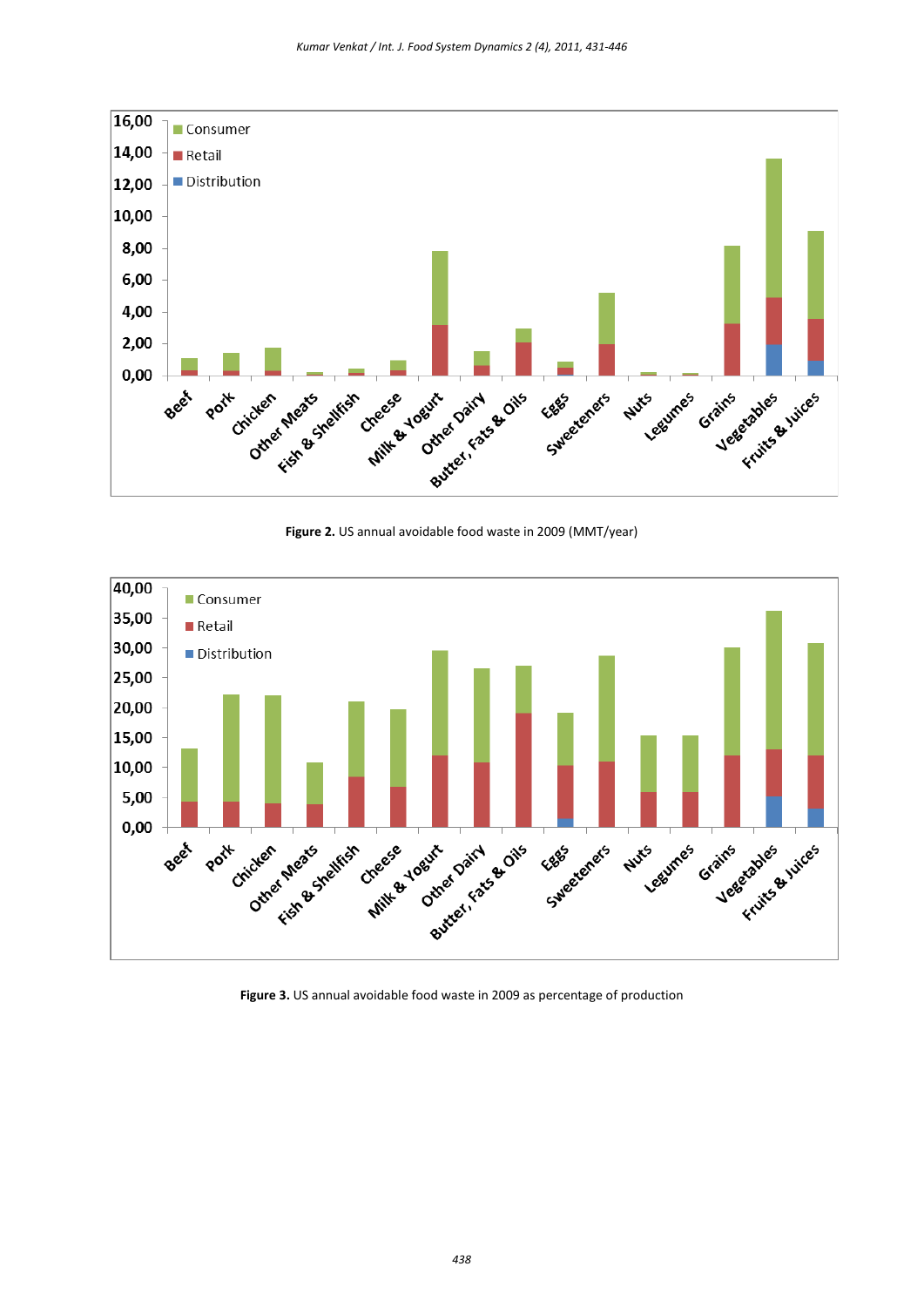Figure 2. US annual avoidable food waste in 2009 (MMT/year)

Figure 3. US annual avoidable food waste in 2009 as percentage of production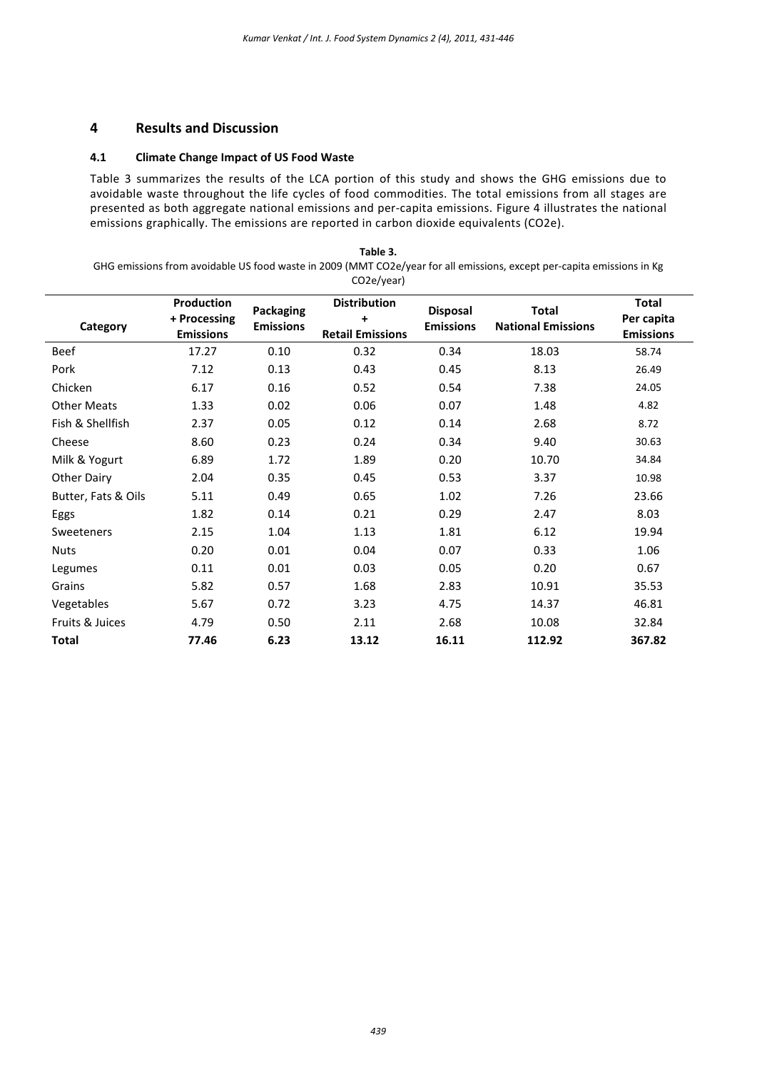## 4 Results and Discussion

### 4.1 Climate Change Impact of US Food Waste

Table 3 summarizes the results of the LCA portion of this study and shows the GHG emissions due to avoidable waste throughout the life cycles of food commodities. The total emissions from all stages are presented as both aggregate national emissions and per-capita emissions. Figure 4 illustrates the national emissions graphically. The emissions are reported in carbon dioxide equivalents (CO2e).

**Table 3.**
GHG emissions from avoidable US food waste in 2009 (MMT CO2e/year for all emissions, except per-capita emissions in Kg CO2e/year)

| Category | Production + Processing Emissions | Packaging Emissions | Distribution + Retail Emissions | Disposal Emissions | Total National Emissions | Total Per capita Emissions |
|---|---|---|---|---|---|---|
| Beef | 17.27 | 0.10 | 0.32 | 0.34 | 18.03 | 58.74 |
| Pork | 7.12 | 0.13 | 0.43 | 0.45 | 8.13 | 26.49 |
| Chicken | 6.17 | 0.16 | 0.52 | 0.54 | 7.38 | 24.05 |
| Other Meats | 1.33 | 0.02 | 0.06 | 0.07 | 1.48 | 4.82 |
| Fish & Shellfish | 2.37 | 0.05 | 0.12 | 0.14 | 2.68 | 8.72 |
| Cheese | 8.60 | 0.23 | 0.24 | 0.34 | 9.40 | 30.63 |
| Milk & Yogurt | 6.89 | 1.72 | 1.89 | 0.20 | 10.70 | 34.84 |
| Other Dairy | 2.04 | 0.35 | 0.45 | 0.53 | 3.37 | 10.98 |
| Butter, Fats & Oils | 5.11 | 0.49 | 0.65 | 1.02 | 7.26 | 23.66 |
| Eggs | 1.82 | 0.14 | 0.21 | 0.29 | 2.47 | 8.03 |
| Sweeteners | 2.15 | 1.04 | 1.13 | 1.81 | 6.12 | 19.94 |
| Nuts | 0.20 | 0.01 | 0.04 | 0.07 | 0.33 | 1.06 |
| Legumes | 0.11 | 0.01 | 0.03 | 0.05 | 0.20 | 0.67 |
| Grains | 5.82 | 0.57 | 1.68 | 2.83 | 10.91 | 35.53 |
| Vegetables | 5.67 | 0.72 | 3.23 | 4.75 | 14.37 | 46.81 |
| Fruits & Juices | 4.79 | 0.50 | 2.11 | 2.68 | 10.08 | 32.84 |
| **Total** | **77.46** | **6.23** | **13.12** | **16.11** | **112.92** | **367.82** |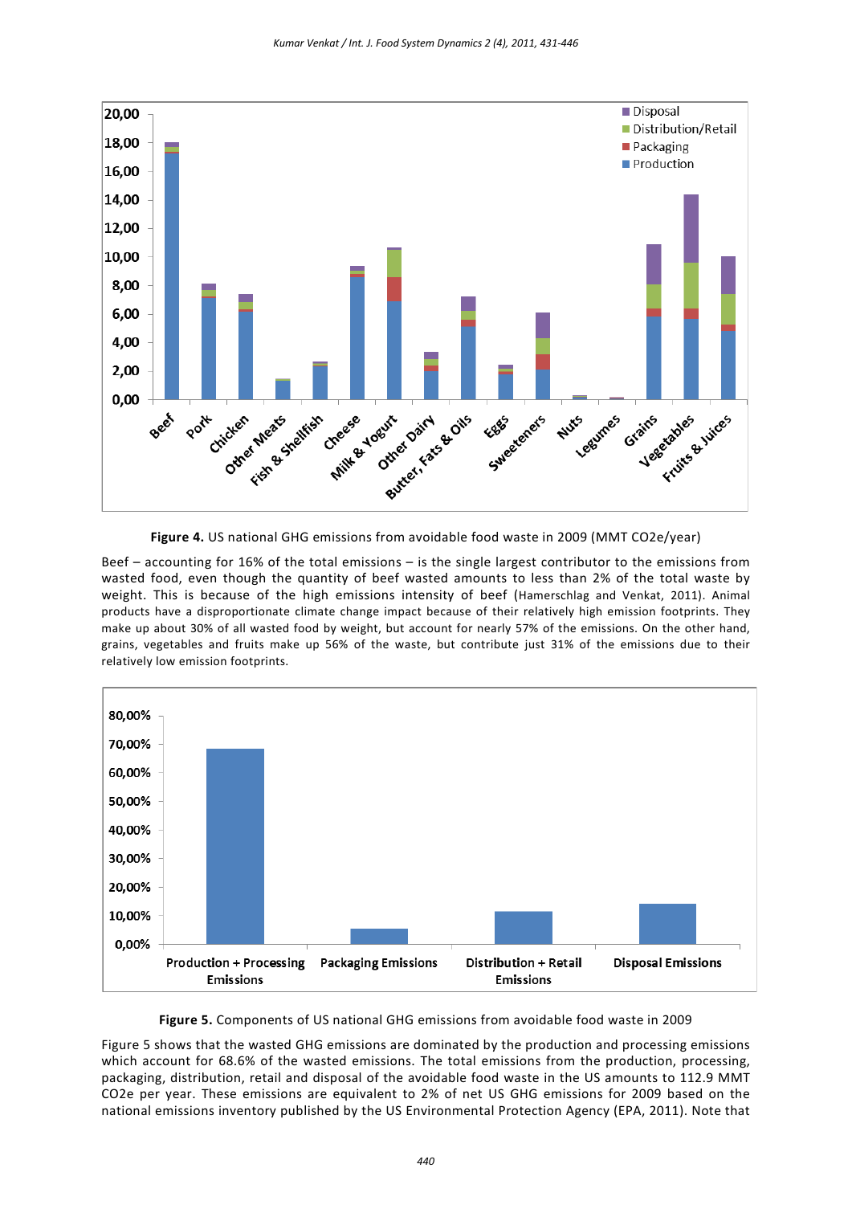**Figure 4.** US national GHG emissions from avoidable food waste in 2009 (MMT CO2e/year)

Beef – accounting for 16% of the total emissions – is the single largest contributor to the emissions from wasted food, even though the quantity of beef wasted amounts to less than 2% of the total waste by weight. This is because of the high emissions intensity of beef (Hamerschlag and Venkat, 2011). Animal products have a disproportionate climate change impact because of their relatively high emission footprints. They make up about 30% of all wasted food by weight, but account for nearly 57% of the emissions. On the other hand, grains, vegetables and fruits make up 56% of the waste, but contribute just 31% of the emissions due to their relatively low emission footprints.

**Figure 5.** Components of US national GHG emissions from avoidable food waste in 2009

Figure 5 shows that the wasted GHG emissions are dominated by the production and processing emissions which account for 68.6% of the wasted emissions. The total emissions from the production, processing, packaging, distribution, retail and disposal of the avoidable food waste in the US amounts to 112.9 MMT CO2e per year. These emissions are equivalent to 2% of net US GHG emissions for 2009 based on the national emissions inventory published by the US Environmental Protection Agency (EPA, 2011). Note that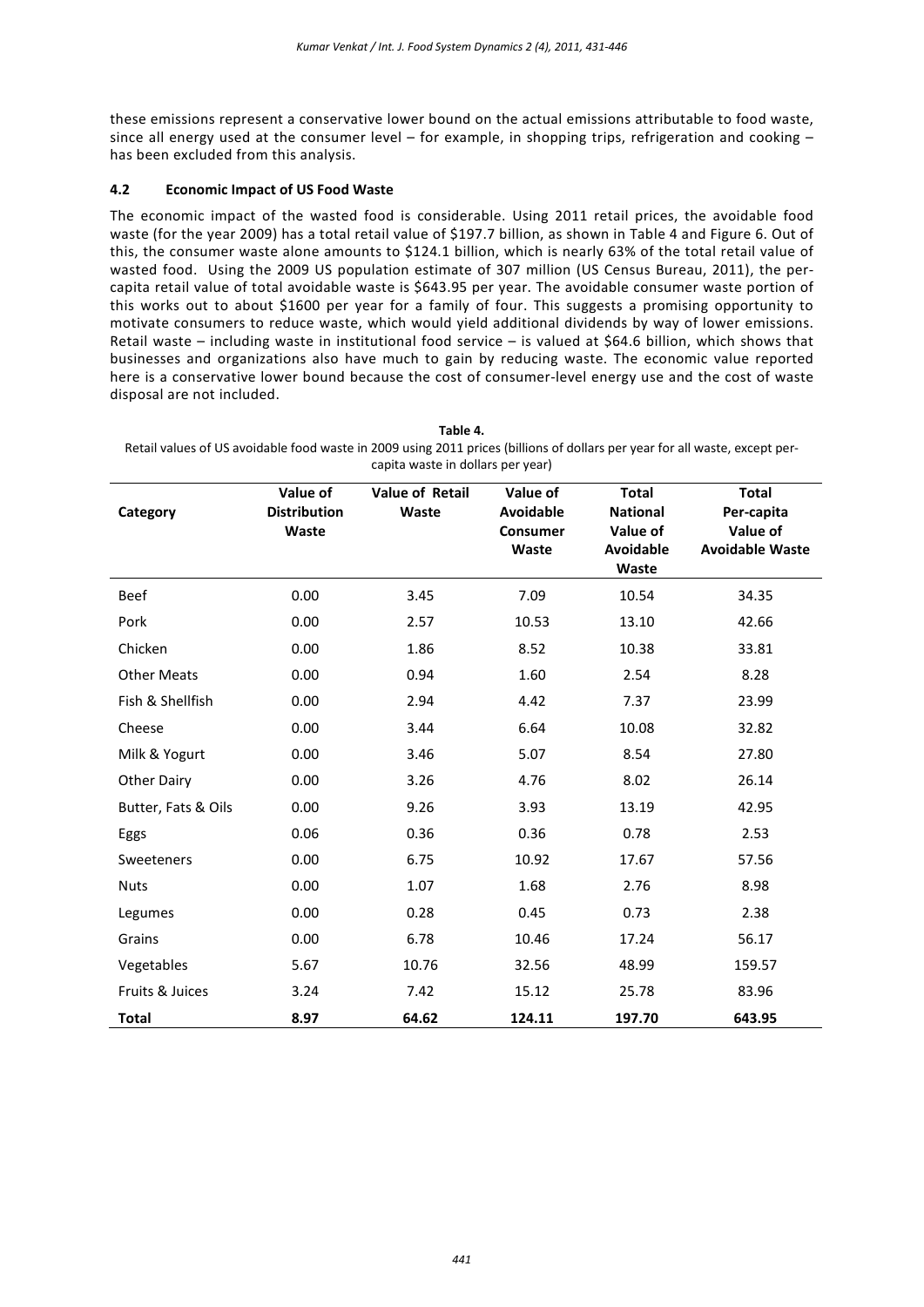these emissions represent a conservative lower bound on the actual emissions attributable to food waste, since all energy used at the consumer level – for example, in shopping trips, refrigeration and cooking – has been excluded from this analysis.

### 4.2 Economic Impact of US Food Waste

The economic impact of the wasted food is considerable. Using 2011 retail prices, the avoidable food waste (for the year 2009) has a total retail value of $197.7 billion, as shown in Table 4 and Figure 6. Out of this, the consumer waste alone amounts to $124.1 billion, which is nearly 63% of the total retail value of wasted food. Using the 2009 US population estimate of 307 million (US Census Bureau, 2011), the per-capita retail value of total avoidable waste is $643.95 per year. The avoidable consumer waste portion of this works out to about $1600 per year for a family of four. This suggests a promising opportunity to motivate consumers to reduce waste, which would yield additional dividends by way of lower emissions. Retail waste – including waste in institutional food service – is valued at $64.6 billion, which shows that businesses and organizations also have much to gain by reducing waste. The economic value reported here is a conservative lower bound because the cost of consumer-level energy use and the cost of waste disposal are not included.

**Table 4.**
Retail values of US avoidable food waste in 2009 using 2011 prices (billions of dollars per year for all waste, except per-capita waste in dollars per year)

| Category | Value of Distribution Waste | Value of Retail Waste | Value of Avoidable Consumer Waste | Total National Value of Avoidable Waste | Total Per-capita Value of Avoidable Waste |
|---|---|---|---|---|---|
| Beef | 0.00 | 3.45 | 7.09 | 10.54 | 34.35 |
| Pork | 0.00 | 2.57 | 10.53 | 13.10 | 42.66 |
| Chicken | 0.00 | 1.86 | 8.52 | 10.38 | 33.81 |
| Other Meats | 0.00 | 0.94 | 1.60 | 2.54 | 8.28 |
| Fish & Shellfish | 0.00 | 2.94 | 4.42 | 7.37 | 23.99 |
| Cheese | 0.00 | 3.44 | 6.64 | 10.08 | 32.82 |
| Milk & Yogurt | 0.00 | 3.46 | 5.07 | 8.54 | 27.80 |
| Other Dairy | 0.00 | 3.26 | 4.76 | 8.02 | 26.14 |
| Butter, Fats & Oils | 0.00 | 9.26 | 3.93 | 13.19 | 42.95 |
| Eggs | 0.06 | 0.36 | 0.36 | 0.78 | 2.53 |
| Sweeteners | 0.00 | 6.75 | 10.92 | 17.67 | 57.56 |
| Nuts | 0.00 | 1.07 | 1.68 | 2.76 | 8.98 |
| Legumes | 0.00 | 0.28 | 0.45 | 0.73 | 2.38 |
| Grains | 0.00 | 6.78 | 10.46 | 17.24 | 56.17 |
| Vegetables | 5.67 | 10.76 | 32.56 | 48.99 | 159.57 |
| Fruits & Juices | 3.24 | 7.42 | 15.12 | 25.78 | 83.96 |
| **Total** | **8.97** | **64.62** | **124.11** | **197.70** | **643.95** |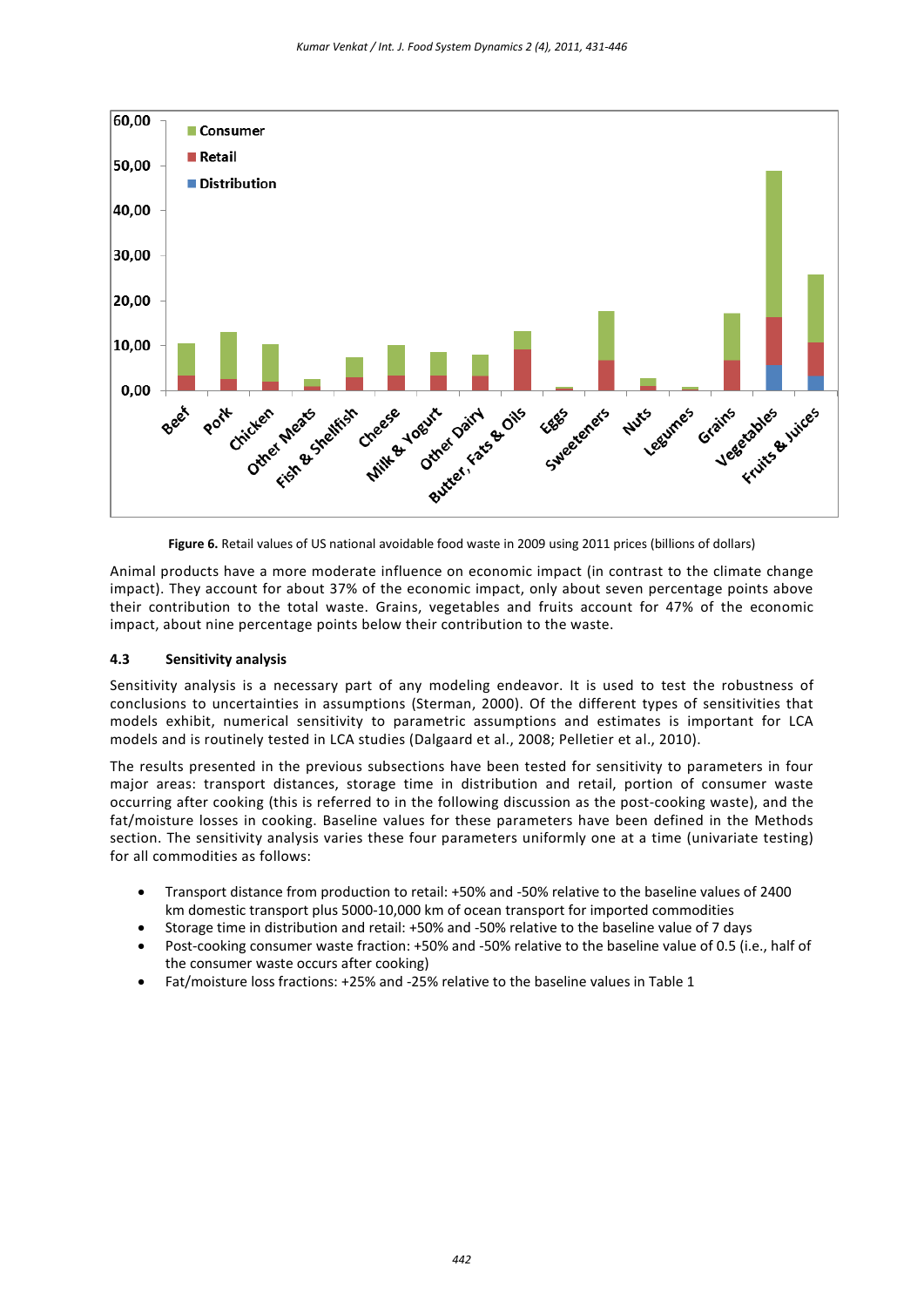**Figure 6.** Retail values of US national avoidable food waste in 2009 using 2011 prices (billions of dollars)

Animal products have a more moderate influence on economic impact (in contrast to the climate change impact). They account for about 37% of the economic impact, only about seven percentage points above their contribution to the total waste. Grains, vegetables and fruits account for 47% of the economic impact, about nine percentage points below their contribution to the waste.

### 4.3 Sensitivity analysis

Sensitivity analysis is a necessary part of any modeling endeavor. It is used to test the robustness of conclusions to uncertainties in assumptions (Sterman, 2000). Of the different types of sensitivities that models exhibit, numerical sensitivity to parametric assumptions and estimates is important for LCA models and is routinely tested in LCA studies (Dalgaard et al., 2008; Pelletier et al., 2010).

The results presented in the previous subsections have been tested for sensitivity to parameters in four major areas: transport distances, storage time in distribution and retail, portion of consumer waste occurring after cooking (this is referred to in the following discussion as the post-cooking waste), and the fat/moisture losses in cooking. Baseline values for these parameters have been defined in the Methods section. The sensitivity analysis varies these four parameters uniformly one at a time (univariate testing) for all commodities as follows:

- Transport distance from production to retail: +50% and -50% relative to the baseline values of 2400 km domestic transport plus 5000-10,000 km of ocean transport for imported commodities
- Storage time in distribution and retail: +50% and -50% relative to the baseline value of 7 days
- Post-cooking consumer waste fraction: +50% and -50% relative to the baseline value of 0.5 (i.e., half of the consumer waste occurs after cooking)
- Fat/moisture loss fractions: +25% and -25% relative to the baseline values in Table 1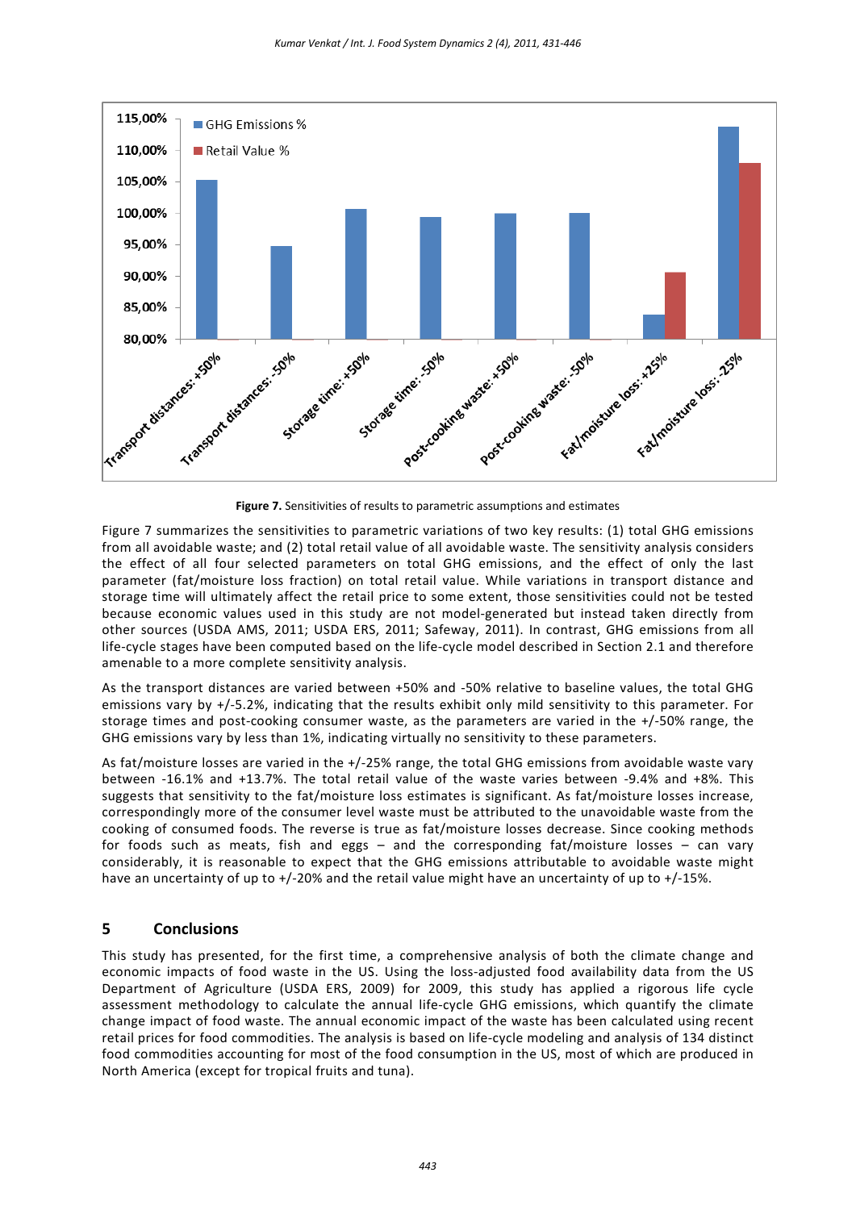**Figure 7.** Sensitivities of results to parametric assumptions and estimates

Figure 7 summarizes the sensitivities to parametric variations of two key results: (1) total GHG emissions from all avoidable waste; and (2) total retail value of all avoidable waste. The sensitivity analysis considers the effect of all four selected parameters on total GHG emissions, and the effect of only the last parameter (fat/moisture loss fraction) on total retail value. While variations in transport distance and storage time will ultimately affect the retail price to some extent, those sensitivities could not be tested because economic values used in this study are not model-generated but instead taken directly from other sources (USDA AMS, 2011; USDA ERS, 2011; Safeway, 2011). In contrast, GHG emissions from all life-cycle stages have been computed based on the life-cycle model described in Section 2.1 and therefore amenable to a more complete sensitivity analysis.

As the transport distances are varied between +50% and -50% relative to baseline values, the total GHG emissions vary by +/-5.2%, indicating that the results exhibit only mild sensitivity to this parameter. For storage times and post-cooking consumer waste, as the parameters are varied in the +/-50% range, the GHG emissions vary by less than 1%, indicating virtually no sensitivity to these parameters.

As fat/moisture losses are varied in the +/-25% range, the total GHG emissions from avoidable waste vary between -16.1% and +13.7%. The total retail value of the waste varies between -9.4% and +8%. This suggests that sensitivity to the fat/moisture loss estimates is significant. As fat/moisture losses increase, correspondingly more of the consumer level waste must be attributed to the unavoidable waste from the cooking of consumed foods. The reverse is true as fat/moisture losses decrease. Since cooking methods for foods such as meats, fish and eggs – and the corresponding fat/moisture losses – can vary considerably, it is reasonable to expect that the GHG emissions attributable to avoidable waste might have an uncertainty of up to +/-20% and the retail value might have an uncertainty of up to +/-15%.

## 5 Conclusions

This study has presented, for the first time, a comprehensive analysis of both the climate change and economic impacts of food waste in the US. Using the loss-adjusted food availability data from the US Department of Agriculture (USDA ERS, 2009) for 2009, this study has applied a rigorous life cycle assessment methodology to calculate the annual life-cycle GHG emissions, which quantify the climate change impact of food waste. The annual economic impact of the waste has been calculated using recent retail prices for food commodities. The analysis is based on life-cycle modeling and analysis of 134 distinct food commodities accounting for most of the food consumption in the US, most of which are produced in North America (except for tropical fruits and tuna).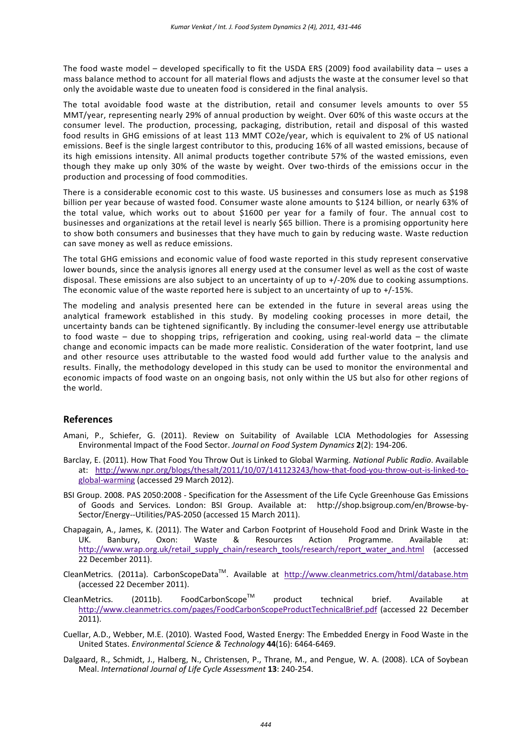The food waste model – developed specifically to fit the USDA ERS (2009) food availability data – uses a mass balance method to account for all material flows and adjusts the waste at the consumer level so that only the avoidable waste due to uneaten food is considered in the final analysis.

The total avoidable food waste at the distribution, retail and consumer levels amounts to over 55 MMT/year, representing nearly 29% of annual production by weight. Over 60% of this waste occurs at the consumer level. The production, processing, packaging, distribution, retail and disposal of this wasted food results in GHG emissions of at least 113 MMT CO2e/year, which is equivalent to 2% of US national emissions. Beef is the single largest contributor to this, producing 16% of all wasted emissions, because of its high emissions intensity. All animal products together contribute 57% of the wasted emissions, even though they make up only 30% of the waste by weight. Over two-thirds of the emissions occur in the production and processing of food commodities.

There is a considerable economic cost to this waste. US businesses and consumers lose as much as $198 billion per year because of wasted food. Consumer waste alone amounts to $124 billion, or nearly 63% of the total value, which works out to about $1600 per year for a family of four. The annual cost to businesses and organizations at the retail level is nearly $65 billion. There is a promising opportunity here to show both consumers and businesses that they have much to gain by reducing waste. Waste reduction can save money as well as reduce emissions.

The total GHG emissions and economic value of food waste reported in this study represent conservative lower bounds, since the analysis ignores all energy used at the consumer level as well as the cost of waste disposal. These emissions are also subject to an uncertainty of up to +/-20% due to cooking assumptions. The economic value of the waste reported here is subject to an uncertainty of up to +/-15%.

The modeling and analysis presented here can be extended in the future in several areas using the analytical framework established in this study. By modeling cooking processes in more detail, the uncertainty bands can be tightened significantly. By including the consumer-level energy use attributable to food waste – due to shopping trips, refrigeration and cooking, using real-world data – the climate change and economic impacts can be made more realistic. Consideration of the water footprint, land use and other resource uses attributable to the wasted food would add further value to the analysis and results. Finally, the methodology developed in this study can be used to monitor the environmental and economic impacts of food waste on an ongoing basis, not only within the US but also for other regions of the world.

## References

Amani, P., Schiefer, G. (2011). Review on Suitability of Available LCIA Methodologies for Assessing Environmental Impact of the Food Sector. *Journal on Food System Dynamics* **2**(2): 194-206.

Barclay, E. (2011). How That Food You Throw Out is Linked to Global Warming. *National Public Radio*. Available at: http://www.npr.org/blogs/thesalt/2011/10/07/141123243/how-that-food-you-throw-out-is-linked-to-global-warming (accessed 29 March 2012).

BSI Group. 2008. PAS 2050:2008 - Specification for the Assessment of the Life Cycle Greenhouse Gas Emissions of Goods and Services. London: BSI Group. Available at: http://shop.bsigroup.com/en/Browse-by-Sector/Energy--Utilities/PAS-2050 (accessed 15 March 2011).

Chapagain, A., James, K. (2011). The Water and Carbon Footprint of Household Food and Drink Waste in the UK. Banbury, Oxon: Waste & Resources Action Programme. Available at: http://www.wrap.org.uk/retail_supply_chain/research_tools/research/report_water_and.html (accessed 22 December 2011).

CleanMetrics. (2011a). CarbonScopeData™. Available at http://www.cleanmetrics.com/html/database.htm (accessed 22 December 2011).

CleanMetrics. (2011b). FoodCarbonScope™ product technical brief. Available at http://www.cleanmetrics.com/pages/FoodCarbonScopeProductTechnicalBrief.pdf (accessed 22 December 2011).

Cuellar, A.D., Webber, M.E. (2010). Wasted Food, Wasted Energy: The Embedded Energy in Food Waste in the United States. *Environmental Science & Technology* **44**(16): 6464-6469.

Dalgaard, R., Schmidt, J., Halberg, N., Christensen, P., Thrane, M., and Pengue, W. A. (2008). LCA of Soybean Meal. *International Journal of Life Cycle Assessment* **13**: 240-254.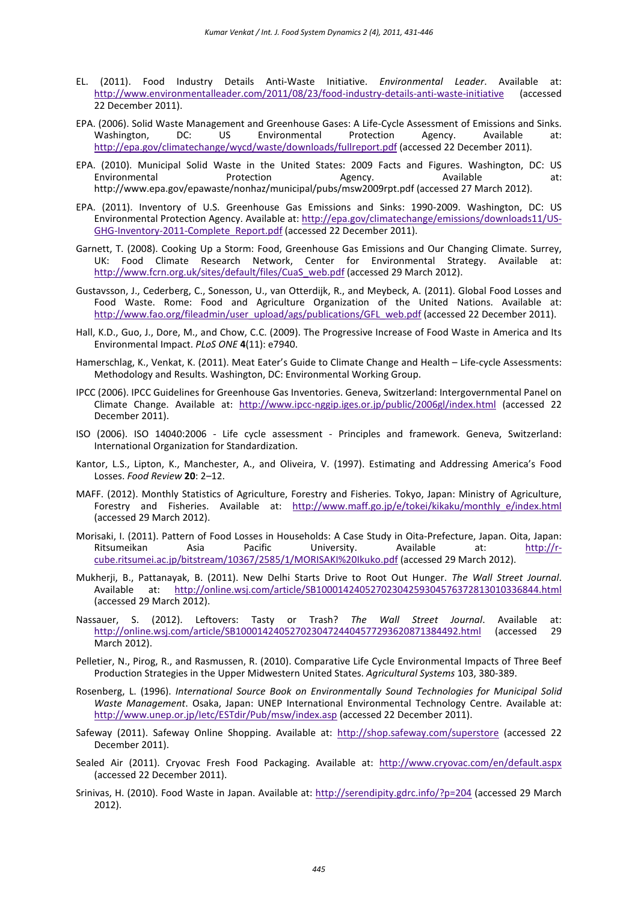EL. (2011). Food Industry Details Anti-Waste Initiative. *Environmental Leader*. Available at: http://www.environmentalleader.com/2011/08/23/food-industry-details-anti-waste-initiative (accessed 22 December 2011).

EPA. (2006). Solid Waste Management and Greenhouse Gases: A Life-Cycle Assessment of Emissions and Sinks. Washington, DC: US Environmental Protection Agency. Available at: http://epa.gov/climatechange/wycd/waste/downloads/fullreport.pdf (accessed 22 December 2011).

EPA. (2010). Municipal Solid Waste in the United States: 2009 Facts and Figures. Washington, DC: US Environmental Protection Agency. Available at: http://www.epa.gov/epawaste/nonhaz/municipal/pubs/msw2009rpt.pdf (accessed 27 March 2012).

EPA. (2011). Inventory of U.S. Greenhouse Gas Emissions and Sinks: 1990-2009. Washington, DC: US Environmental Protection Agency. Available at: http://epa.gov/climatechange/emissions/downloads11/US-GHG-Inventory-2011-Complete_Report.pdf (accessed 22 December 2011).

Garnett, T. (2008). Cooking Up a Storm: Food, Greenhouse Gas Emissions and Our Changing Climate. Surrey, UK: Food Climate Research Network, Center for Environmental Strategy. Available at: http://www.fcrn.org.uk/sites/default/files/CuaS_web.pdf (accessed 29 March 2012).

Gustavsson, J., Cederberg, C., Sonesson, U., van Otterdijk, R., and Meybeck, A. (2011). Global Food Losses and Food Waste. Rome: Food and Agriculture Organization of the United Nations. Available at: http://www.fao.org/fileadmin/user_upload/ags/publications/GFL_web.pdf (accessed 22 December 2011).

Hall, K.D., Guo, J., Dore, M., and Chow, C.C. (2009). The Progressive Increase of Food Waste in America and Its Environmental Impact. *PLoS ONE* **4**(11): e7940.

Hamerschlag, K., Venkat, K. (2011). Meat Eater's Guide to Climate Change and Health – Life-cycle Assessments: Methodology and Results. Washington, DC: Environmental Working Group.

IPCC (2006). IPCC Guidelines for Greenhouse Gas Inventories. Geneva, Switzerland: Intergovernmental Panel on Climate Change. Available at: http://www.ipcc-nggip.iges.or.jp/public/2006gl/index.html (accessed 22 December 2011).

ISO (2006). ISO 14040:2006 - Life cycle assessment - Principles and framework. Geneva, Switzerland: International Organization for Standardization.

Kantor, L.S., Lipton, K., Manchester, A., and Oliveira, V. (1997). Estimating and Addressing America's Food Losses. *Food Review* **20**: 2–12.

MAFF. (2012). Monthly Statistics of Agriculture, Forestry and Fisheries. Tokyo, Japan: Ministry of Agriculture, Forestry and Fisheries. Available at: http://www.maff.go.jp/e/tokei/kikaku/monthly_e/index.html (accessed 29 March 2012).

Morisaki, I. (2011). Pattern of Food Losses in Households: A Case Study in Oita-Prefecture, Japan. Oita, Japan: Ritsumeikan Asia Pacific University. Available at: http://r-cube.ritsumei.ac.jp/bitstream/10367/2585/1/MORISAKI%20Ikuko.pdf (accessed 29 March 2012).

Mukherji, B., Pattanayak, B. (2011). New Delhi Starts Drive to Root Out Hunger. *The Wall Street Journal*. Available at: http://online.wsj.com/article/SB10001424052702304259304576372813010336844.html (accessed 29 March 2012).

Nassauer, S. (2012). Leftovers: Tasty or Trash? *The Wall Street Journal*. Available at: http://online.wsj.com/article/SB10001424052702304724404577293620871384492.html (accessed 29 March 2012).

Pelletier, N., Pirog, R., and Rasmussen, R. (2010). Comparative Life Cycle Environmental Impacts of Three Beef Production Strategies in the Upper Midwestern United States. *Agricultural Systems* 103, 380-389.

Rosenberg, L. (1996). *International Source Book on Environmentally Sound Technologies for Municipal Solid Waste Management*. Osaka, Japan: UNEP International Environmental Technology Centre. Available at: http://www.unep.or.jp/Ietc/ESTdir/Pub/msw/index.asp (accessed 22 December 2011).

Safeway (2011). Safeway Online Shopping. Available at: http://shop.safeway.com/superstore (accessed 22 December 2011).

Sealed Air (2011). Cryovac Fresh Food Packaging. Available at: http://www.cryovac.com/en/default.aspx (accessed 22 December 2011).

Srinivas, H. (2010). Food Waste in Japan. Available at: http://serendipity.gdrc.info/?p=204 (accessed 29 March 2012).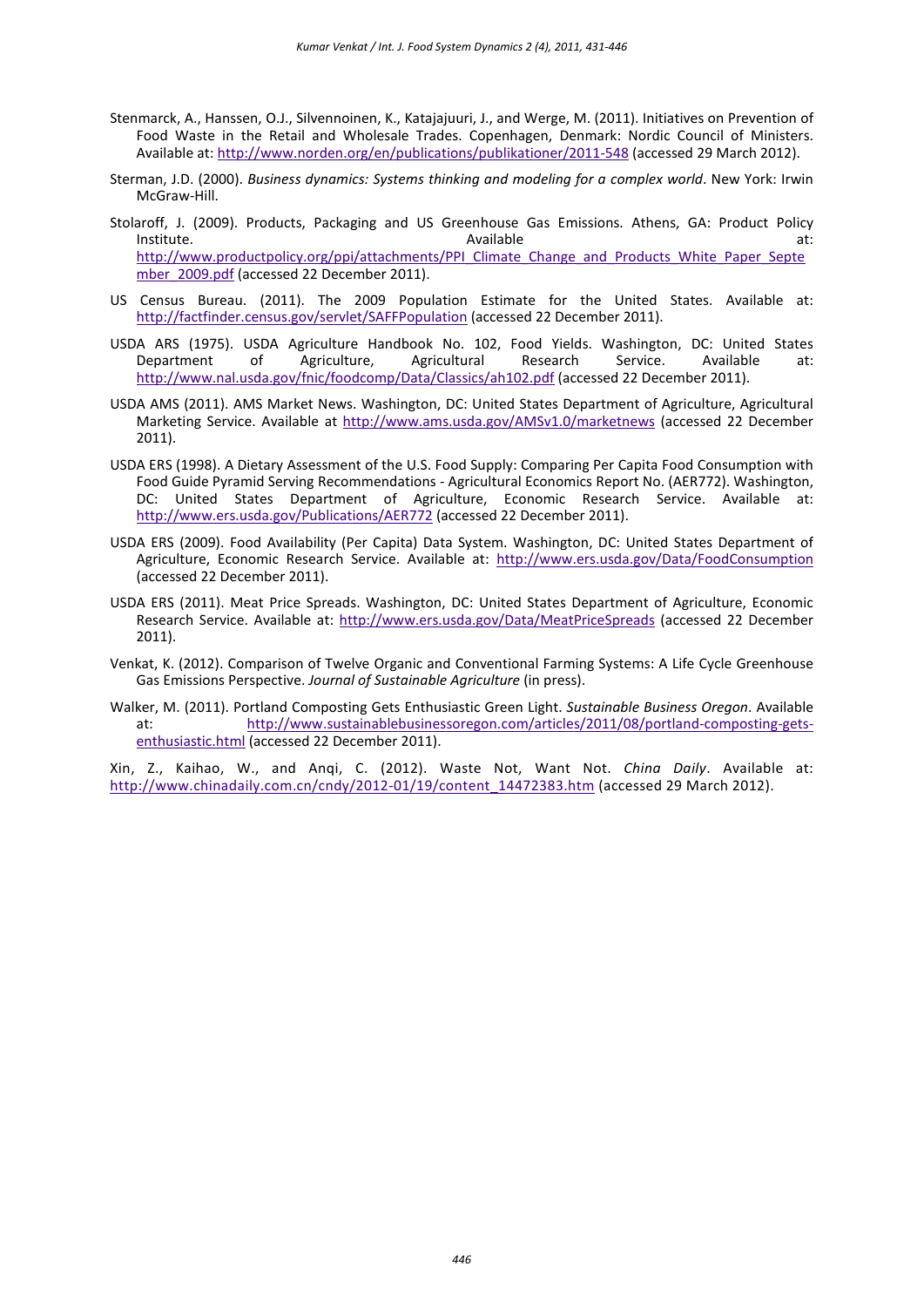Stenmarck, A., Hanssen, O.J., Silvennoinen, K., Katajajuuri, J., and Werge, M. (2011). Initiatives on Prevention of Food Waste in the Retail and Wholesale Trades. Copenhagen, Denmark: Nordic Council of Ministers. Available at: http://www.norden.org/en/publications/publikationer/2011-548 (accessed 29 March 2012).

Sterman, J.D. (2000). *Business dynamics: Systems thinking and modeling for a complex world*. New York: Irwin McGraw-Hill.

Stolaroff, J. (2009). Products, Packaging and US Greenhouse Gas Emissions. Athens, GA: Product Policy Institute. Available at: http://www.productpolicy.org/ppi/attachments/PPI_Climate_Change_and_Products_White_Paper_September_2009.pdf (accessed 22 December 2011).

US Census Bureau. (2011). The 2009 Population Estimate for the United States. Available at: http://factfinder.census.gov/servlet/SAFFPopulation (accessed 22 December 2011).

USDA ARS (1975). USDA Agriculture Handbook No. 102, Food Yields. Washington, DC: United States Department of Agriculture, Agricultural Research Service. Available at: http://www.nal.usda.gov/fnic/foodcomp/Data/Classics/ah102.pdf (accessed 22 December 2011).

USDA AMS (2011). AMS Market News. Washington, DC: United States Department of Agriculture, Agricultural Marketing Service. Available at http://www.ams.usda.gov/AMSv1.0/marketnews (accessed 22 December 2011).

USDA ERS (1998). A Dietary Assessment of the U.S. Food Supply: Comparing Per Capita Food Consumption with Food Guide Pyramid Serving Recommendations - Agricultural Economics Report No. (AER772). Washington, DC: United States Department of Agriculture, Economic Research Service. Available at: http://www.ers.usda.gov/Publications/AER772 (accessed 22 December 2011).

USDA ERS (2009). Food Availability (Per Capita) Data System. Washington, DC: United States Department of Agriculture, Economic Research Service. Available at: http://www.ers.usda.gov/Data/FoodConsumption (accessed 22 December 2011).

USDA ERS (2011). Meat Price Spreads. Washington, DC: United States Department of Agriculture, Economic Research Service. Available at: http://www.ers.usda.gov/Data/MeatPriceSpreads (accessed 22 December 2011).

Venkat, K. (2012). Comparison of Twelve Organic and Conventional Farming Systems: A Life Cycle Greenhouse Gas Emissions Perspective. *Journal of Sustainable Agriculture* (in press).

Walker, M. (2011). Portland Composting Gets Enthusiastic Green Light. *Sustainable Business Oregon*. Available at: http://www.sustainablebusinessoregon.com/articles/2011/08/portland-composting-gets-enthusiastic.html (accessed 22 December 2011).

Xin, Z., Kaihao, W., and Anqi, C. (2012). Waste Not, Want Not. *China Daily*. Available at: http://www.chinadaily.com.cn/cndy/2012-01/19/content_14472383.htm (accessed 29 March 2012).